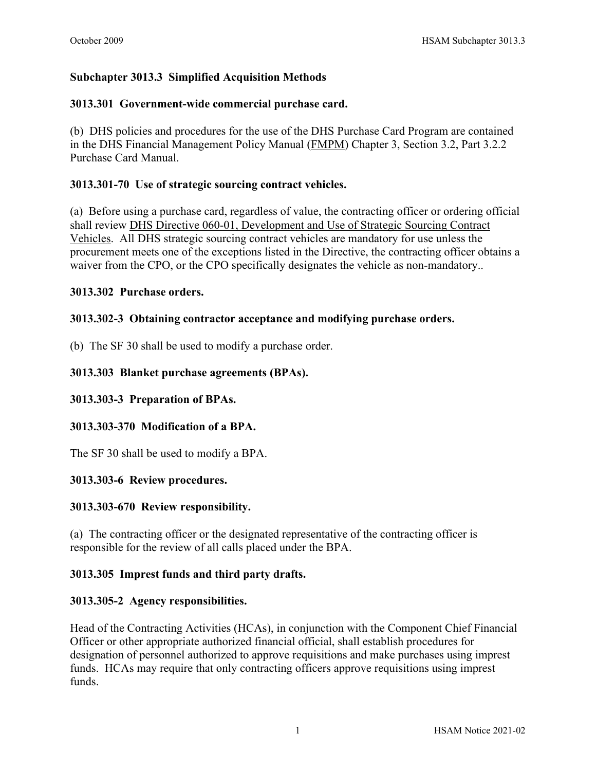# Subchapter 3013.3 Simplified Acquisition Methods

## 3013.301 Government-wide commercial purchase card.

(b) DHS policies and procedures for the use of the DHS Purchase Card Program are contained in the DHS Financial Management Policy Manual (FMPM) Chapter 3, Section 3.2, Part 3.2.2 Purchase Card Manual.

## 3013.301-70 Use of strategic sourcing contract vehicles.

(a) Before using a purchase card, regardless of value, the contracting officer or ordering official shall review DHS Directive 060-01, Development and Use of Strategic Sourcing Contract Vehicles. All DHS strategic sourcing contract vehicles are mandatory for use unless the procurement meets one of the exceptions listed in the Directive, the contracting officer obtains a waiver from the CPO, or the CPO specifically designates the vehicle as non-mandatory..

## 3013.302 Purchase orders.

## 3013.302-3 Obtaining contractor acceptance and modifying purchase orders.

(b) The SF 30 shall be used to modify a purchase order.

## 3013.303 Blanket purchase agreements (BPAs).

## 3013.303-3 Preparation of BPAs.

## 3013.303-370 Modification of a BPA.

The SF 30 shall be used to modify a BPA.

## 3013.303-6 Review procedures.

## 3013.303-670 Review responsibility.

(a) The contracting officer or the designated representative of the contracting officer is responsible for the review of all calls placed under the BPA.

## 3013.305 Imprest funds and third party drafts.

## 3013.305-2 Agency responsibilities.

Head of the Contracting Activities (HCAs), in conjunction with the Component Chief Financial Officer or other appropriate authorized financial official, shall establish procedures for designation of personnel authorized to approve requisitions and make purchases using imprest funds. HCAs may require that only contracting officers approve requisitions using imprest funds.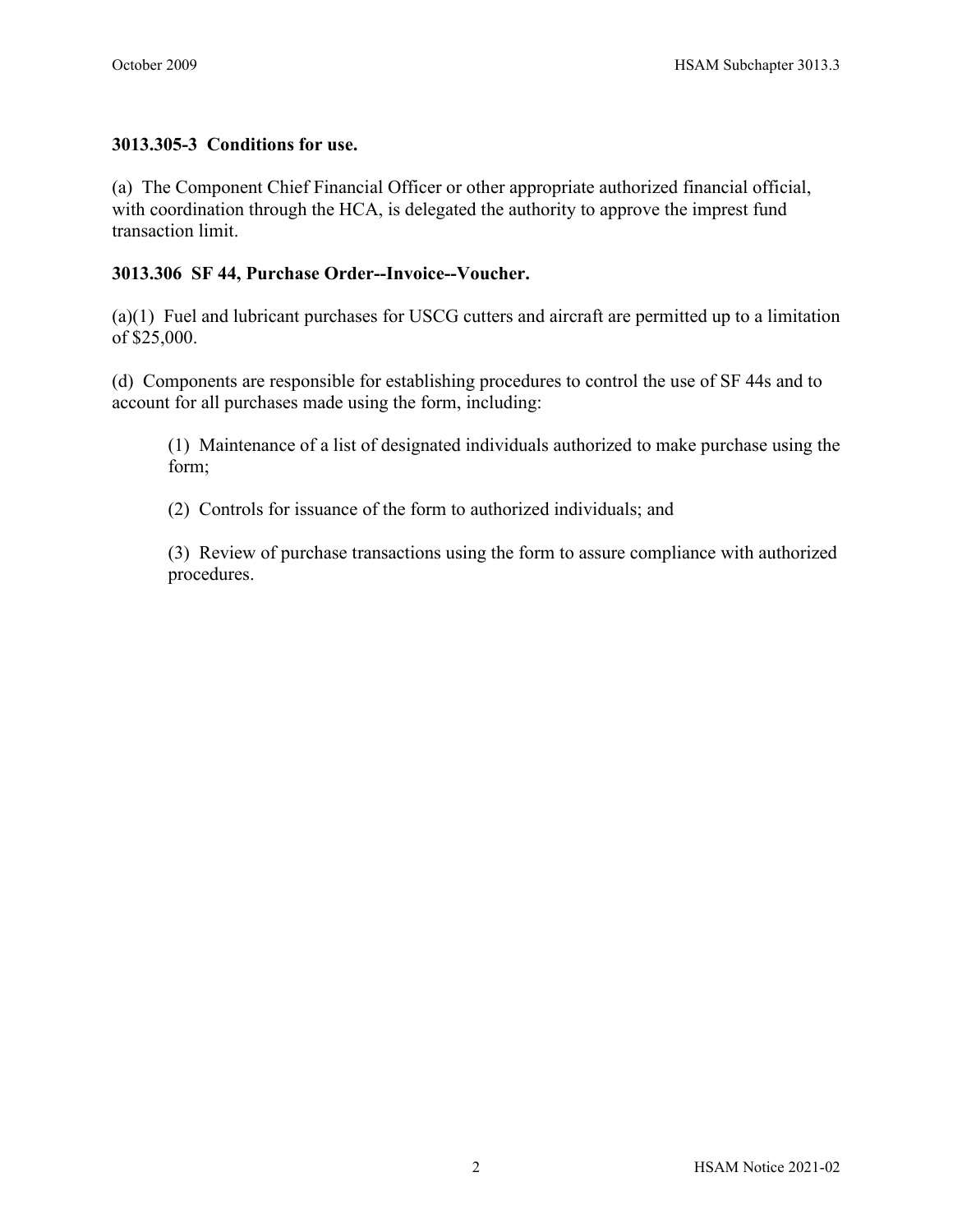### 3013.305-3 Conditions for use.

(a) The Component Chief Financial Officer or other appropriate authorized financial official, with coordination through the HCA, is delegated the authority to approve the imprest fund transaction limit.

### 3013.306 SF 44, Purchase Order--Invoice--Voucher.

(a)(1) Fuel and lubricant purchases for USCG cutters and aircraft are permitted up to a limitation of $25,000.

(d) Components are responsible for establishing procedures to control the use of SF 44s and to account for all purchases made using the form, including:

(1) Maintenance of a list of designated individuals authorized to make purchase using the form;

(2) Controls for issuance of the form to authorized individuals; and

(3) Review of purchase transactions using the form to assure compliance with authorized procedures.